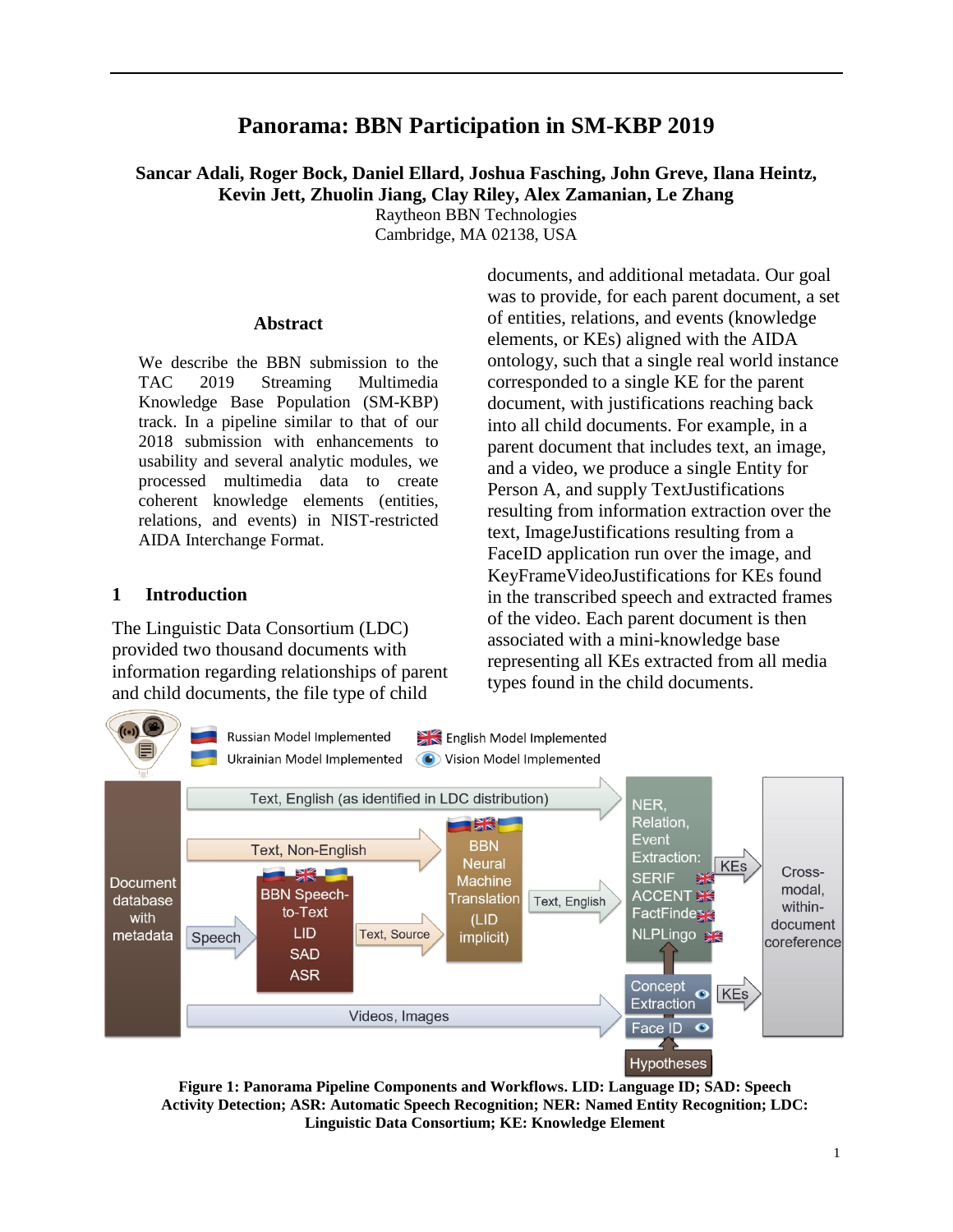# Panorama: BBN Participation in SM-KBP 2019

**Sancar Adali, Roger Bock, Daniel Ellard, Joshua Fasching, John Greve, Ilana Heintz, Kevin Jett, Zhuolin Jiang, Clay Riley, Alex Zamanian, Le Zhang**

Raytheon BBN Technologies
Cambridge, MA 02138, USA

### Abstract

We describe the BBN submission to the TAC 2019 Streaming Multimedia Knowledge Base Population (SM-KBP) track. In a pipeline similar to that of our 2018 submission with enhancements to usability and several analytic modules, we processed multimedia data to create coherent knowledge elements (entities, relations, and events) in NIST-restricted AIDA Interchange Format.

## 1 Introduction

The Linguistic Data Consortium (LDC) provided two thousand documents with information regarding relationships of parent and child documents, the file type of child documents, and additional metadata. Our goal was to provide, for each parent document, a set of entities, relations, and events (knowledge elements, or KEs) aligned with the AIDA ontology, such that a single real world instance corresponded to a single KE for the parent document, with justifications reaching back into all child documents. For example, in a parent document that includes text, an image, and a video, we produce a single Entity for Person A, and supply TextJustifications resulting from information extraction over the text, ImageJustifications resulting from a FaceID application run over the image, and KeyFrameVideoJustifications for KEs found in the transcribed speech and extracted frames of the video. Each parent document is then associated with a mini-knowledge base representing all KEs extracted from all media types found in the child documents.

**Figure 1: Panorama Pipeline Components and Workflows. LID: Language ID; SAD: Speech Activity Detection; ASR: Automatic Speech Recognition; NER: Named Entity Recognition; LDC: Linguistic Data Consortium; KE: Knowledge Element**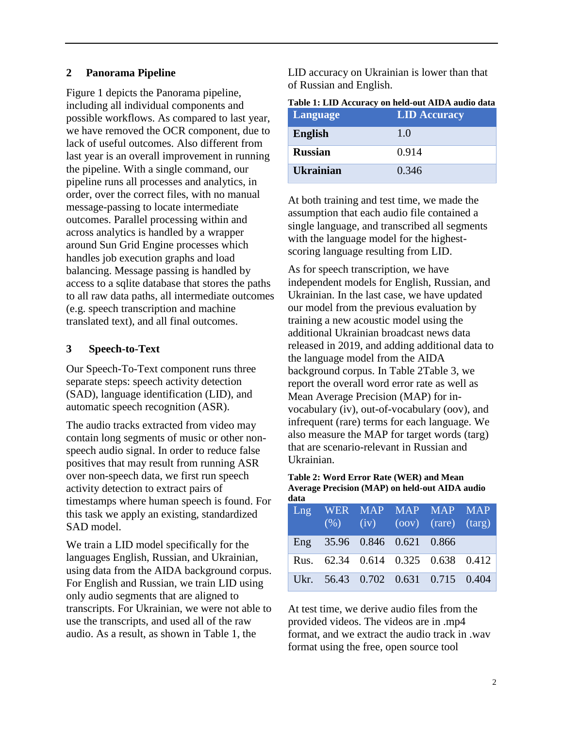## 2 Panorama Pipeline

Figure 1 depicts the Panorama pipeline, including all individual components and possible workflows. As compared to last year, we have removed the OCR component, due to lack of useful outcomes. Also different from last year is an overall improvement in running the pipeline. With a single command, our pipeline runs all processes and analytics, in order, over the correct files, with no manual message-passing to locate intermediate outcomes. Parallel processing within and across analytics is handled by a wrapper around Sun Grid Engine processes which handles job execution graphs and load balancing. Message passing is handled by access to a sqlite database that stores the paths to all raw data paths, all intermediate outcomes (e.g. speech transcription and machine translated text), and all final outcomes.

## 3 Speech-to-Text

Our Speech-To-Text component runs three separate steps: speech activity detection (SAD), language identification (LID), and automatic speech recognition (ASR).

The audio tracks extracted from video may contain long segments of music or other non-speech audio signal. In order to reduce false positives that may result from running ASR over non-speech data, we first run speech activity detection to extract pairs of timestamps where human speech is found. For this task we apply an existing, standardized SAD model.

We train a LID model specifically for the languages English, Russian, and Ukrainian, using data from the AIDA background corpus. For English and Russian, we train LID using only audio segments that are aligned to transcripts. For Ukrainian, we were not able to use the transcripts, and used all of the raw audio. As a result, as shown in Table 1, the LID accuracy on Ukrainian is lower than that of Russian and English.

**Table 1: LID Accuracy on held-out AIDA audio data**

| Language | LID Accuracy |
|---|---|
| **English** | 1.0 |
| **Russian** | 0.914 |
| **Ukrainian** | 0.346 |

At both training and test time, we made the assumption that each audio file contained a single language, and transcribed all segments with the language model for the highest-scoring language resulting from LID.

As for speech transcription, we have independent models for English, Russian, and Ukrainian. In the last case, we have updated our model from the previous evaluation by training a new acoustic model using the additional Ukrainian broadcast news data released in 2019, and adding additional data to the language model from the AIDA background corpus. In Table 2Table 3, we report the overall word error rate as well as Mean Average Precision (MAP) for in-vocabulary (iv), out-of-vocabulary (oov), and infrequent (rare) terms for each language. We also measure the MAP for target words (targ) that are scenario-relevant in Russian and Ukrainian.

**Table 2: Word Error Rate (WER) and Mean Average Precision (MAP) on held-out AIDA audio data**

| Lng | WER (%) | MAP (iv) | MAP (oov) | MAP (rare) | MAP (targ) |
|---|---|---|---|---|---|
| Eng | 35.96 | 0.846 | 0.621 | 0.866 | |
| Rus. | 62.34 | 0.614 | 0.325 | 0.638 | 0.412 |
| Ukr. | 56.43 | 0.702 | 0.631 | 0.715 | 0.404 |

At test time, we derive audio files from the provided videos. The videos are in .mp4 format, and we extract the audio track in .wav format using the free, open source tool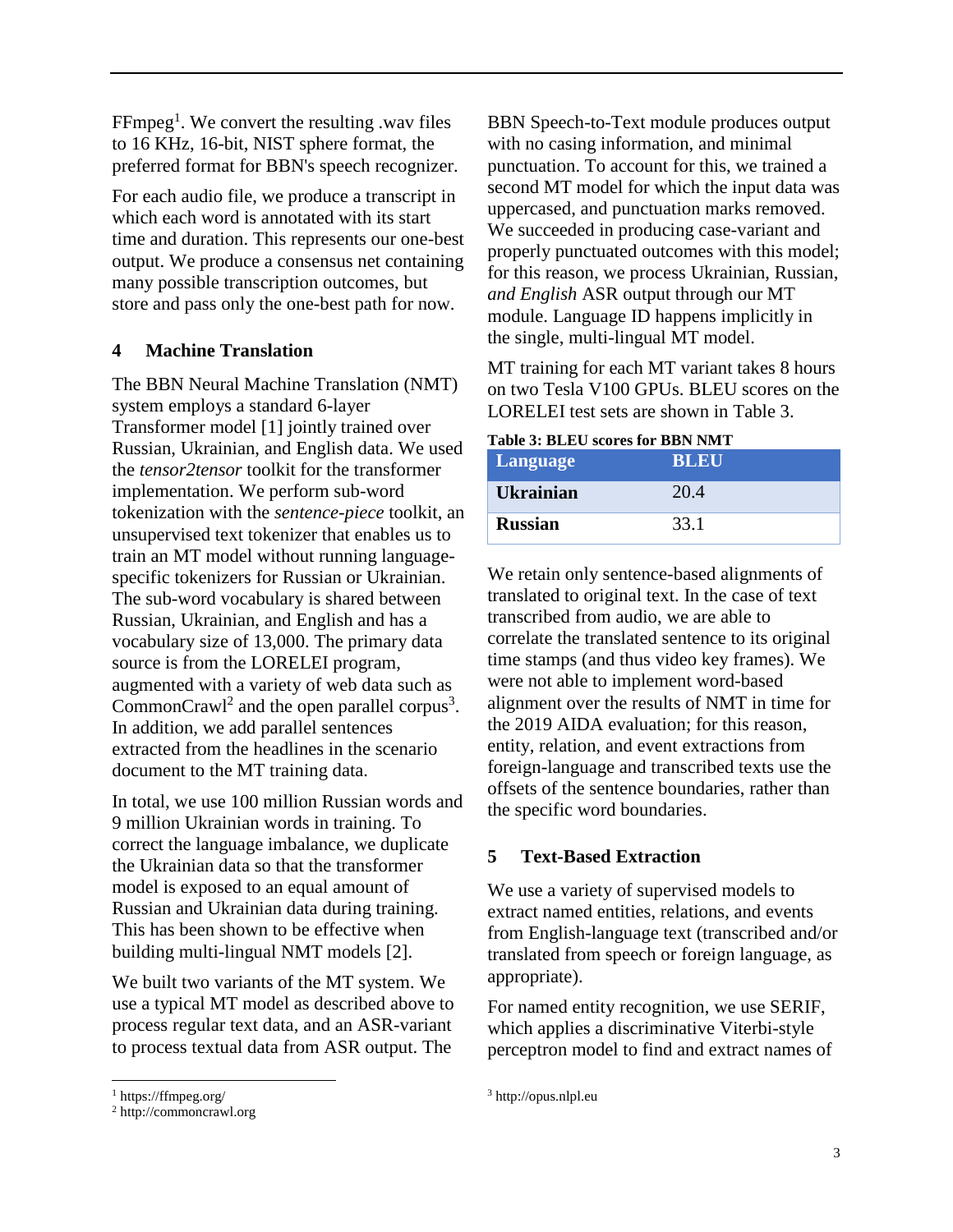FFmpeg[1]. We convert the resulting .wav files to 16 KHz, 16-bit, NIST sphere format, the preferred format for BBN's speech recognizer.

For each audio file, we produce a transcript in which each word is annotated with its start time and duration. This represents our one-best output. We produce a consensus net containing many possible transcription outcomes, but store and pass only the one-best path for now.

## 4 Machine Translation

The BBN Neural Machine Translation (NMT) system employs a standard 6-layer Transformer model [1] jointly trained over Russian, Ukrainian, and English data. We used the *tensor2tensor* toolkit for the transformer implementation. We perform sub-word tokenization with the *sentence-piece* toolkit, an unsupervised text tokenizer that enables us to train an MT model without running language-specific tokenizers for Russian or Ukrainian. The sub-word vocabulary is shared between Russian, Ukrainian, and English and has a vocabulary size of 13,000. The primary data source is from the LORELEI program, augmented with a variety of web data such as CommonCrawl[2] and the open parallel corpus[3]. In addition, we add parallel sentences extracted from the headlines in the scenario document to the MT training data.

In total, we use 100 million Russian words and 9 million Ukrainian words in training. To correct the language imbalance, we duplicate the Ukrainian data so that the transformer model is exposed to an equal amount of Russian and Ukrainian data during training. This has been shown to be effective when building multi-lingual NMT models [2].

We built two variants of the MT system. We use a typical MT model as described above to process regular text data, and an ASR-variant to process textual data from ASR output. The BBN Speech-to-Text module produces output with no casing information, and minimal punctuation. To account for this, we trained a second MT model for which the input data was uppercased, and punctuation marks removed. We succeeded in producing case-variant and properly punctuated outcomes with this model; for this reason, we process Ukrainian, Russian, *and English* ASR output through our MT module. Language ID happens implicitly in the single, multi-lingual MT model.

MT training for each MT variant takes 8 hours on two Tesla V100 GPUs. BLEU scores on the LORELEI test sets are shown in Table 3.

**Table 3: BLEU scores for BBN NMT**

| Language | BLEU |
|---|---|
| **Ukrainian** | 20.4 |
| **Russian** | 33.1 |

We retain only sentence-based alignments of translated to original text. In the case of text transcribed from audio, we are able to correlate the translated sentence to its original time stamps (and thus video key frames). We were not able to implement word-based alignment over the results of NMT in time for the 2019 AIDA evaluation; for this reason, entity, relation, and event extractions from foreign-language and transcribed texts use the offsets of the sentence boundaries, rather than the specific word boundaries.

## 5 Text-Based Extraction

We use a variety of supervised models to extract named entities, relations, and events from English-language text (transcribed and/or translated from speech or foreign language, as appropriate).

For named entity recognition, we use SERIF, which applies a discriminative Viterbi-style perceptron model to find and extract names of

[1] https://ffmpeg.org/

[2] http://commoncrawl.org

[3] http://opus.nlpl.eu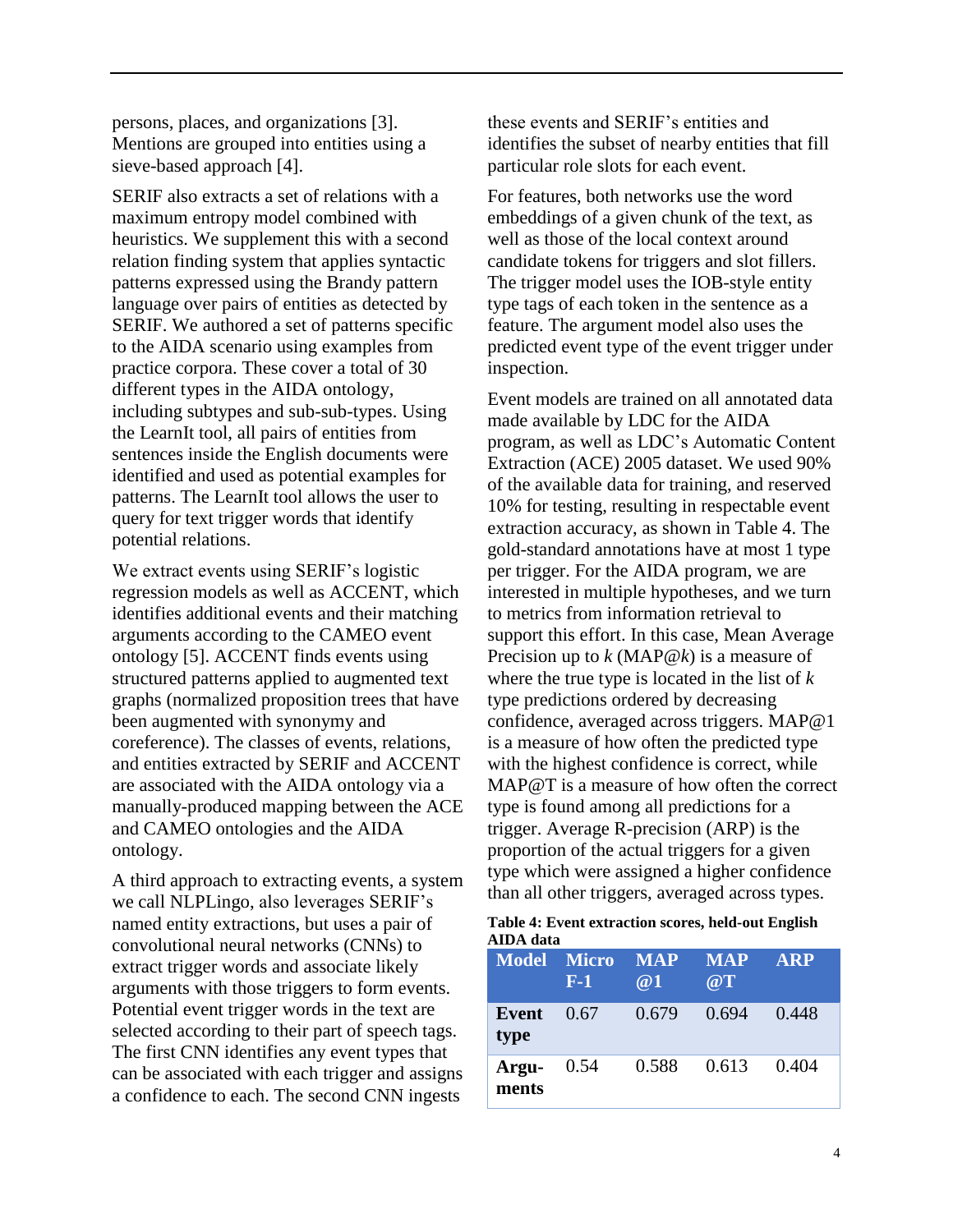persons, places, and organizations [3]. Mentions are grouped into entities using a sieve-based approach [4].

SERIF also extracts a set of relations with a maximum entropy model combined with heuristics. We supplement this with a second relation finding system that applies syntactic patterns expressed using the Brandy pattern language over pairs of entities as detected by SERIF. We authored a set of patterns specific to the AIDA scenario using examples from practice corpora. These cover a total of 30 different types in the AIDA ontology, including subtypes and sub-sub-types. Using the LearnIt tool, all pairs of entities from sentences inside the English documents were identified and used as potential examples for patterns. The LearnIt tool allows the user to query for text trigger words that identify potential relations.

We extract events using SERIF's logistic regression models as well as ACCENT, which identifies additional events and their matching arguments according to the CAMEO event ontology [5]. ACCENT finds events using structured patterns applied to augmented text graphs (normalized proposition trees that have been augmented with synonymy and coreference). The classes of events, relations, and entities extracted by SERIF and ACCENT are associated with the AIDA ontology via a manually-produced mapping between the ACE and CAMEO ontologies and the AIDA ontology.

A third approach to extracting events, a system we call NLPLingo, also leverages SERIF's named entity extractions, but uses a pair of convolutional neural networks (CNNs) to extract trigger words and associate likely arguments with those triggers to form events. Potential event trigger words in the text are selected according to their part of speech tags. The first CNN identifies any event types that can be associated with each trigger and assigns a confidence to each. The second CNN ingests these events and SERIF's entities and identifies the subset of nearby entities that fill particular role slots for each event.

For features, both networks use the word embeddings of a given chunk of the text, as well as those of the local context around candidate tokens for triggers and slot fillers. The trigger model uses the IOB-style entity type tags of each token in the sentence as a feature. The argument model also uses the predicted event type of the event trigger under inspection.

Event models are trained on all annotated data made available by LDC for the AIDA program, as well as LDC's Automatic Content Extraction (ACE) 2005 dataset. We used 90% of the available data for training, and reserved 10% for testing, resulting in respectable event extraction accuracy, as shown in Table 4. The gold-standard annotations have at most 1 type per trigger. For the AIDA program, we are interested in multiple hypotheses, and we turn to metrics from information retrieval to support this effort. In this case, Mean Average Precision up to $k$ (MAP@$k$) is a measure of where the true type is located in the list of $k$ type predictions ordered by decreasing confidence, averaged across triggers. MAP@1 is a measure of how often the predicted type with the highest confidence is correct, while MAP@T is a measure of how often the correct type is found among all predictions for a trigger. Average R-precision (ARP) is the proportion of the actual triggers for a given type which were assigned a higher confidence than all other triggers, averaged across types.

**Table 4: Event extraction scores, held-out English AIDA data**

| Model | Micro F-1 | MAP @1 | MAP @T | ARP |
|---|---|---|---|---|
| **Event type** | 0.67 | 0.679 | 0.694 | 0.448 |
| **Arguments** | 0.54 | 0.588 | 0.613 | 0.404 |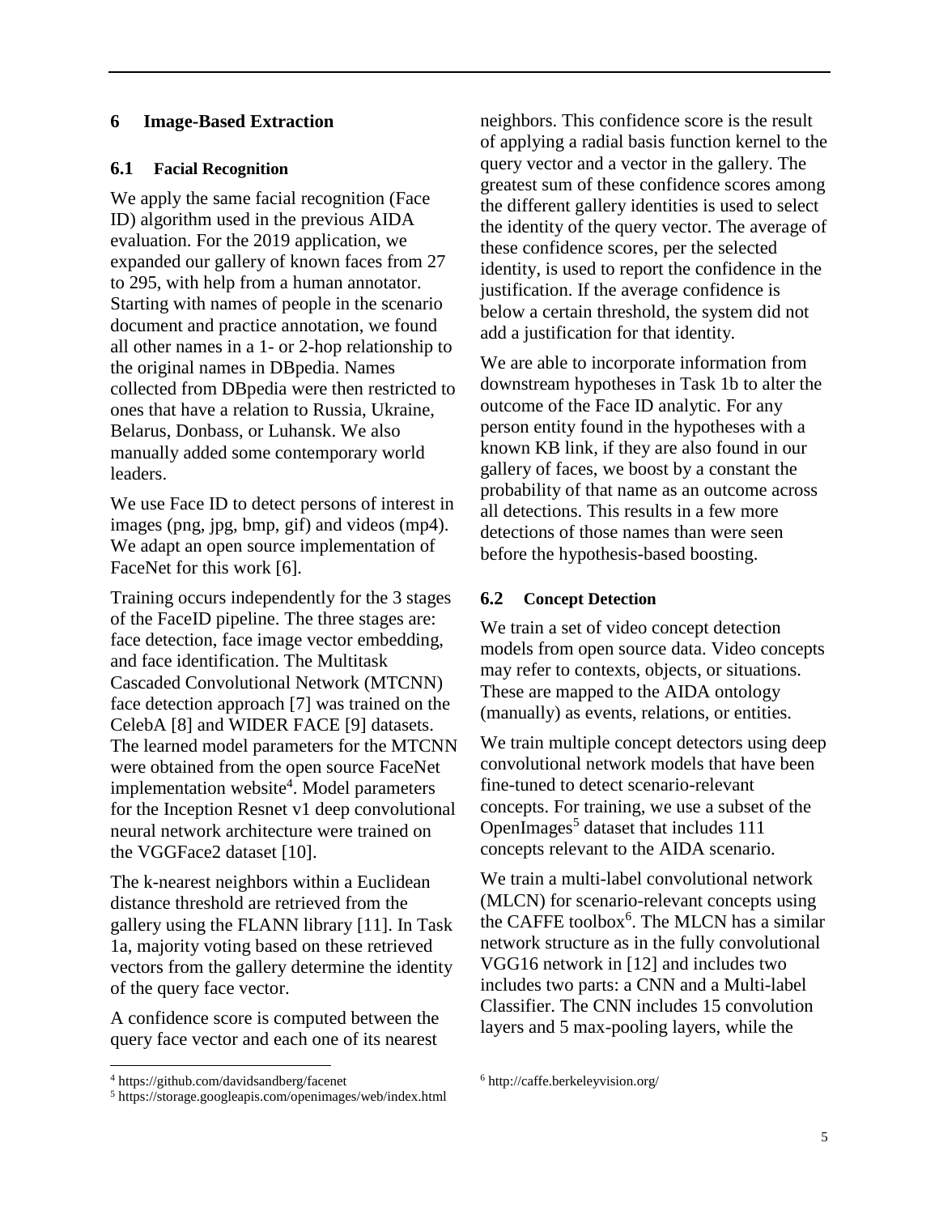# 6 Image-Based Extraction

## 6.1 Facial Recognition

We apply the same facial recognition (Face ID) algorithm used in the previous AIDA evaluation. For the 2019 application, we expanded our gallery of known faces from 27 to 295, with help from a human annotator. Starting with names of people in the scenario document and practice annotation, we found all other names in a 1- or 2-hop relationship to the original names in DBpedia. Names collected from DBpedia were then restricted to ones that have a relation to Russia, Ukraine, Belarus, Donbass, or Luhansk. We also manually added some contemporary world leaders.

We use Face ID to detect persons of interest in images (png, jpg, bmp, gif) and videos (mp4). We adapt an open source implementation of FaceNet for this work [6].

Training occurs independently for the 3 stages of the FaceID pipeline. The three stages are: face detection, face image vector embedding, and face identification. The Multitask Cascaded Convolutional Network (MTCNN) face detection approach [7] was trained on the CelebA [8] and WIDER FACE [9] datasets. The learned model parameters for the MTCNN were obtained from the open source FaceNet implementation website[4]. Model parameters for the Inception Resnet v1 deep convolutional neural network architecture were trained on the VGGFace2 dataset [10].

The k-nearest neighbors within a Euclidean distance threshold are retrieved from the gallery using the FLANN library [11]. In Task 1a, majority voting based on these retrieved vectors from the gallery determine the identity of the query face vector.

A confidence score is computed between the query face vector and each one of its nearest neighbors. This confidence score is the result of applying a radial basis function kernel to the query vector and a vector in the gallery. The greatest sum of these confidence scores among the different gallery identities is used to select the identity of the query vector. The average of these confidence scores, per the selected identity, is used to report the confidence in the justification. If the average confidence is below a certain threshold, the system did not add a justification for that identity.

We are able to incorporate information from downstream hypotheses in Task 1b to alter the outcome of the Face ID analytic. For any person entity found in the hypotheses with a known KB link, if they are also found in our gallery of faces, we boost by a constant the probability of that name as an outcome across all detections. This results in a few more detections of those names than were seen before the hypothesis-based boosting.

## 6.2 Concept Detection

We train a set of video concept detection models from open source data. Video concepts may refer to contexts, objects, or situations. These are mapped to the AIDA ontology (manually) as events, relations, or entities.

We train multiple concept detectors using deep convolutional network models that have been fine-tuned to detect scenario-relevant concepts. For training, we use a subset of the OpenImages[5] dataset that includes 111 concepts relevant to the AIDA scenario.

We train a multi-label convolutional network (MLCN) for scenario-relevant concepts using the CAFFE toolbox[6]. The MLCN has a similar network structure as in the fully convolutional VGG16 network in [12] and includes two includes two parts: a CNN and a Multi-label Classifier. The CNN includes 15 convolution layers and 5 max-pooling layers, while the

---

[4] https://github.com/davidsandberg/facenet

[5] https://storage.googleapis.com/openimages/web/index.html

[6] http://caffe.berkeleyvision.org/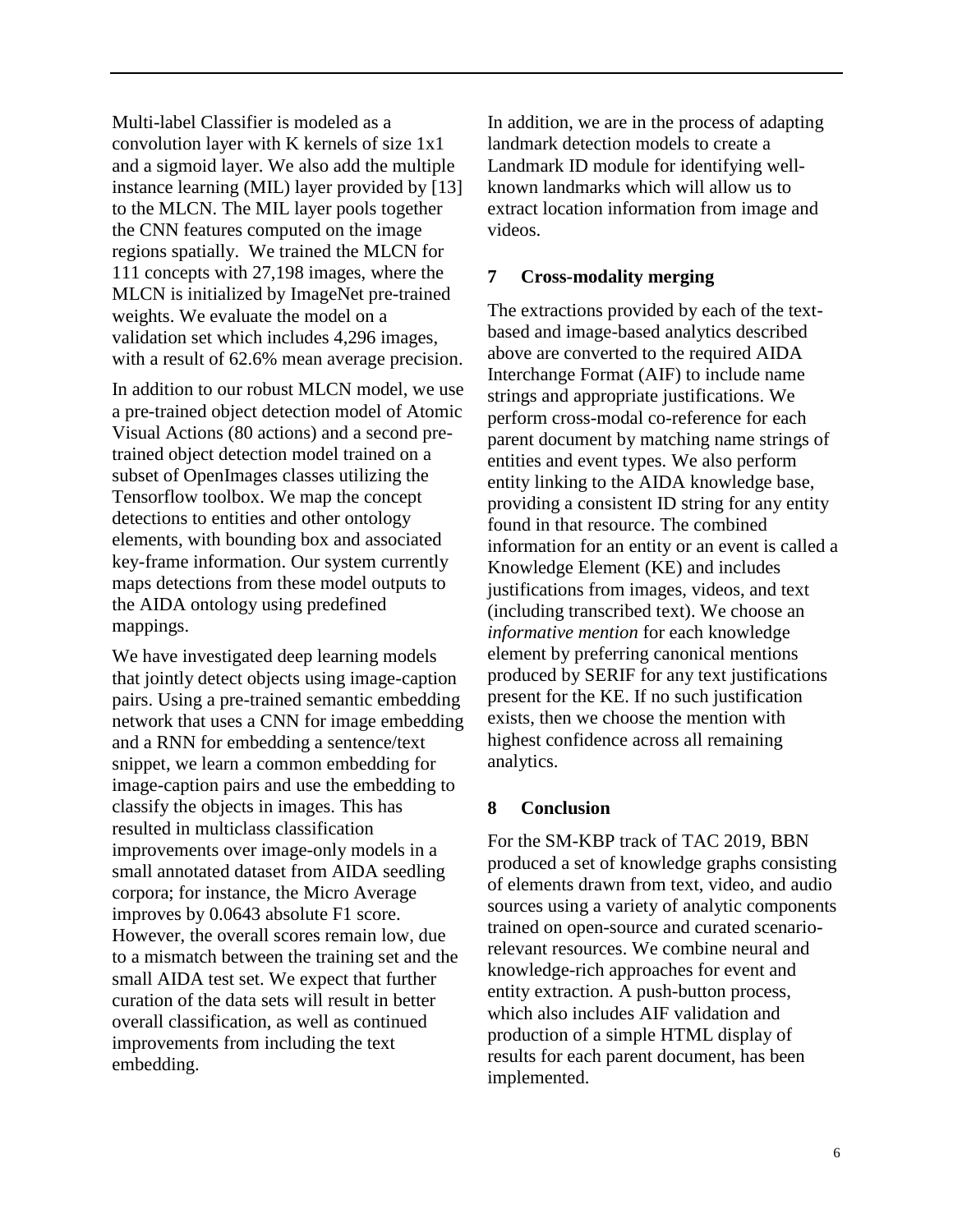Multi-label Classifier is modeled as a convolution layer with K kernels of size 1x1 and a sigmoid layer. We also add the multiple instance learning (MIL) layer provided by [13] to the MLCN. The MIL layer pools together the CNN features computed on the image regions spatially. We trained the MLCN for 111 concepts with 27,198 images, where the MLCN is initialized by ImageNet pre-trained weights. We evaluate the model on a validation set which includes 4,296 images, with a result of 62.6% mean average precision.

In addition to our robust MLCN model, we use a pre-trained object detection model of Atomic Visual Actions (80 actions) and a second pre-trained object detection model trained on a subset of OpenImages classes utilizing the Tensorflow toolbox. We map the concept detections to entities and other ontology elements, with bounding box and associated key-frame information. Our system currently maps detections from these model outputs to the AIDA ontology using predefined mappings.

We have investigated deep learning models that jointly detect objects using image-caption pairs. Using a pre-trained semantic embedding network that uses a CNN for image embedding and a RNN for embedding a sentence/text snippet, we learn a common embedding for image-caption pairs and use the embedding to classify the objects in images. This has resulted in multiclass classification improvements over image-only models in a small annotated dataset from AIDA seedling corpora; for instance, the Micro Average improves by 0.0643 absolute F1 score. However, the overall scores remain low, due to a mismatch between the training set and the small AIDA test set. We expect that further curation of the data sets will result in better overall classification, as well as continued improvements from including the text embedding.

In addition, we are in the process of adapting landmark detection models to create a Landmark ID module for identifying well-known landmarks which will allow us to extract location information from image and videos.

## 7 Cross-modality merging

The extractions provided by each of the text-based and image-based analytics described above are converted to the required AIDA Interchange Format (AIF) to include name strings and appropriate justifications. We perform cross-modal co-reference for each parent document by matching name strings of entities and event types. We also perform entity linking to the AIDA knowledge base, providing a consistent ID string for any entity found in that resource. The combined information for an entity or an event is called a Knowledge Element (KE) and includes justifications from images, videos, and text (including transcribed text). We choose an *informative mention* for each knowledge element by preferring canonical mentions produced by SERIF for any text justifications present for the KE. If no such justification exists, then we choose the mention with highest confidence across all remaining analytics.

## 8 Conclusion

For the SM-KBP track of TAC 2019, BBN produced a set of knowledge graphs consisting of elements drawn from text, video, and audio sources using a variety of analytic components trained on open-source and curated scenario-relevant resources. We combine neural and knowledge-rich approaches for event and entity extraction. A push-button process, which also includes AIF validation and production of a simple HTML display of results for each parent document, has been implemented.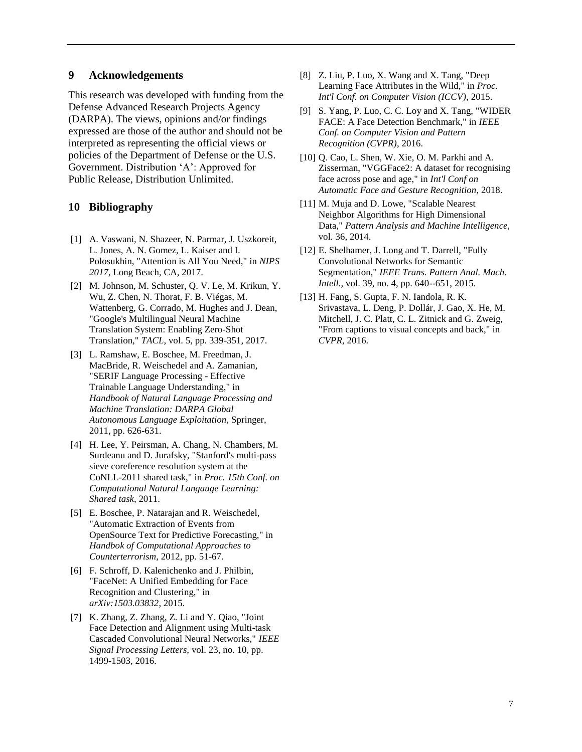## 9 Acknowledgements

This research was developed with funding from the Defense Advanced Research Projects Agency (DARPA). The views, opinions and/or findings expressed are those of the author and should not be interpreted as representing the official views or policies of the Department of Defense or the U.S. Government. Distribution 'A': Approved for Public Release, Distribution Unlimited.

## 10 Bibliography

[1] A. Vaswani, N. Shazeer, N. Parmar, J. Uszkoreit, L. Jones, A. N. Gomez, L. Kaiser and I. Polosukhin, "Attention is All You Need," in *NIPS 2017*, Long Beach, CA, 2017.

[2] M. Johnson, M. Schuster, Q. V. Le, M. Krikun, Y. Wu, Z. Chen, N. Thorat, F. B. Viégas, M. Wattenberg, G. Corrado, M. Hughes and J. Dean, "Google's Multilingual Neural Machine Translation System: Enabling Zero-Shot Translation," *TACL*, vol. 5, pp. 339-351, 2017.

[3] L. Ramshaw, E. Boschee, M. Freedman, J. MacBride, R. Weischedel and A. Zamanian, "SERIF Language Processing - Effective Trainable Language Understanding," in *Handbook of Natural Language Processing and Machine Translation: DARPA Global Autonomous Language Exploitation*, Springer, 2011, pp. 626-631.

[4] H. Lee, Y. Peirsman, A. Chang, N. Chambers, M. Surdeanu and D. Jurafsky, "Stanford's multi-pass sieve coreference resolution system at the CoNLL-2011 shared task," in *Proc. 15th Conf. on Computational Natural Langauge Learning: Shared task*, 2011.

[5] E. Boschee, P. Natarajan and R. Weischedel, "Automatic Extraction of Events from OpenSource Text for Predictive Forecasting," in *Handbok of Computational Approaches to Counterterrorism*, 2012, pp. 51-67.

[6] F. Schroff, D. Kalenichenko and J. Philbin, "FaceNet: A Unified Embedding for Face Recognition and Clustering," in *arXiv:1503.03832*, 2015.

[7] K. Zhang, Z. Zhang, Z. Li and Y. Qiao, "Joint Face Detection and Alignment using Multi-task Cascaded Convolutional Neural Networks," *IEEE Signal Processing Letters*, vol. 23, no. 10, pp. 1499-1503, 2016.

[8] Z. Liu, P. Luo, X. Wang and X. Tang, "Deep Learning Face Attributes in the Wild," in *Proc. Int'l Conf. on Computer Vision (ICCV)*, 2015.

[9] S. Yang, P. Luo, C. C. Loy and X. Tang, "WIDER FACE: A Face Detection Benchmark," in *IEEE Conf. on Computer Vision and Pattern Recognition (CVPR)*, 2016.

[10] Q. Cao, L. Shen, W. Xie, O. M. Parkhi and A. Zisserman, "VGGFace2: A dataset for recognising face across pose and age," in *Int'l Conf on Automatic Face and Gesture Recognition*, 2018.

[11] M. Muja and D. Lowe, "Scalable Nearest Neighbor Algorithms for High Dimensional Data," *Pattern Analysis and Machine Intelligence,* vol. 36, 2014.

[12] E. Shelhamer, J. Long and T. Darrell, "Fully Convolutional Networks for Semantic Segmentation," *IEEE Trans. Pattern Anal. Mach. Intell.*, vol. 39, no. 4, pp. 640--651, 2015.

[13] H. Fang, S. Gupta, F. N. Iandola, R. K. Srivastava, L. Deng, P. Dollár, J. Gao, X. He, M. Mitchell, J. C. Platt, C. L. Zitnick and G. Zweig, "From captions to visual concepts and back," in *CVPR*, 2016.